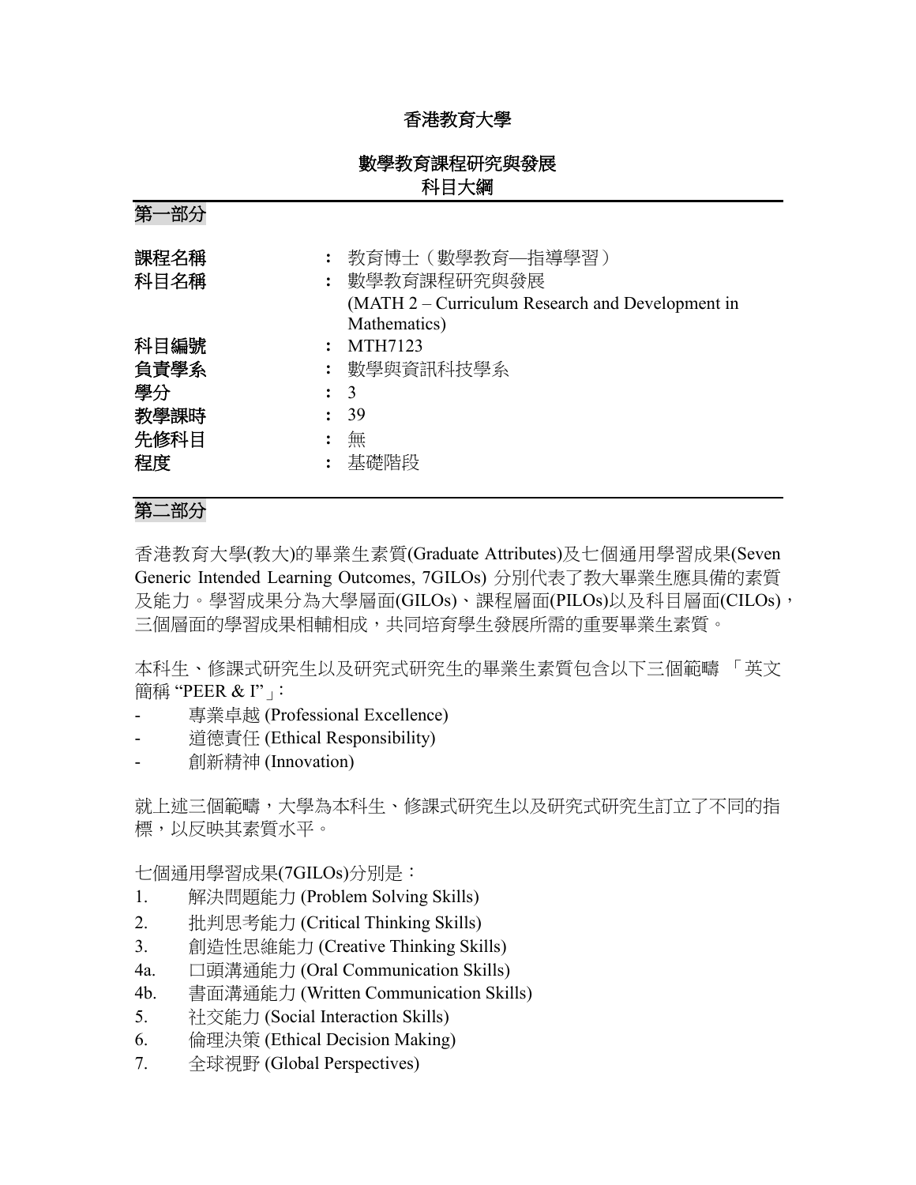# 香港教育大學

## 數學教育課程研究與發展
## 科目大綱

### 第一部分

| | | |
|---|---|---|
| 課程名稱 | ： | 教育博士（數學教育—指導學習） |
| 科目名稱 | ： | 數學教育課程研究與發展 (MATH 2 – Curriculum Research and Development in Mathematics) |
| 科目編號 | ： | MTH7123 |
| 負責學系 | ： | 數學與資訊科技學系 |
| 學分 | ： | 3 |
| 教學課時 | ： | 39 |
| 先修科目 | ： | 無 |
| 程度 | ： | 基礎階段 |

### 第二部分

香港教育大學(教大)的畢業生素質(Graduate Attributes)及七個通用學習成果(Seven Generic Intended Learning Outcomes, 7GILOs) 分別代表了教大畢業生應具備的素質及能力。學習成果分為大學層面(GILOs)、課程層面(PILOs)以及科目層面(CILOs)，三個層面的學習成果相輔相成，共同培育學生發展所需的重要畢業生素質。

本科生、修課式研究生以及研究式研究生的畢業生素質包含以下三個範疇 「英文簡稱 "PEER & I"」：

- 專業卓越 (Professional Excellence)
- 道德責任 (Ethical Responsibility)
- 創新精神 (Innovation)

就上述三個範疇，大學為本科生、修課式研究生以及研究式研究生訂立了不同的指標，以反映其素質水平。

七個通用學習成果(7GILOs)分別是：

1. 解決問題能力 (Problem Solving Skills)
2. 批判思考能力 (Critical Thinking Skills)
3. 創造性思維能力 (Creative Thinking Skills)
4a. 口頭溝通能力 (Oral Communication Skills)
4b. 書面溝通能力 (Written Communication Skills)
5. 社交能力 (Social Interaction Skills)
6. 倫理決策 (Ethical Decision Making)
7. 全球視野 (Global Perspectives)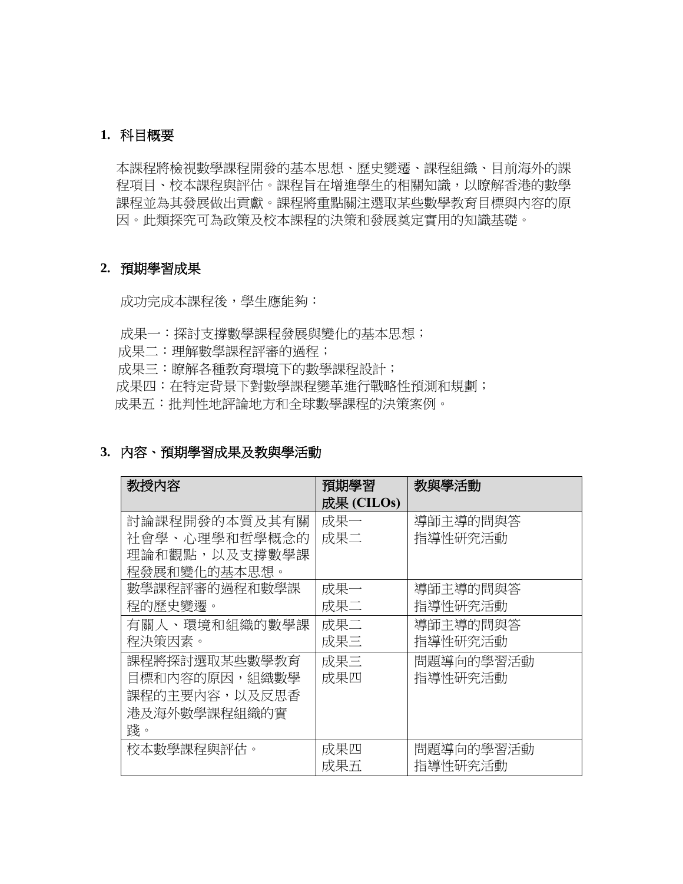## 1. 科目概要

本課程將檢視數學課程開發的基本思想、歷史變遷、課程組織、目前海外的課程項目、校本課程與評估。課程旨在增進學生的相關知識，以瞭解香港的數學課程並為其發展做出貢獻。課程將重點關注選取某些數學教育目標與內容的原因。此類探究可為政策及校本課程的決策和發展奠定實用的知識基礎。

## 2. 預期學習成果

成功完成本課程後，學生應能夠：

成果一：探討支撐數學課程發展與變化的基本思想；
成果二：理解數學課程評審的過程；
成果三：瞭解各種教育環境下的數學課程設計；
成果四：在特定背景下對數學課程變革進行戰略性預測和規劃；
成果五：批判性地評論地方和全球數學課程的決策案例。

## 3. 內容、預期學習成果及教與學活動

| 教授內容 | 預期學習成果 (CILOs) | 教與學活動 |
| --- | --- | --- |
| 討論課程開發的本質及其有關社會學、心理學和哲學概念的理論和觀點，以及支撐數學課程發展和變化的基本思想。 | 成果一<br>成果二 | 導師主導的問與答<br>指導性研究活動 |
| 數學課程評審的過程和數學課程的歷史變遷。 | 成果一<br>成果二 | 導師主導的問與答<br>指導性研究活動 |
| 有關人、環境和組織的數學課程決策因素。 | 成果二<br>成果三 | 導師主導的問與答<br>指導性研究活動 |
| 課程將探討選取某些數學教育目標和內容的原因，組織數學課程的主要內容，以及反思香港及海外數學課程組織的實踐。 | 成果三<br>成果四 | 問題導向的學習活動<br>指導性研究活動 |
| 校本數學課程與評估。 | 成果四<br>成果五 | 問題導向的學習活動<br>指導性研究活動 |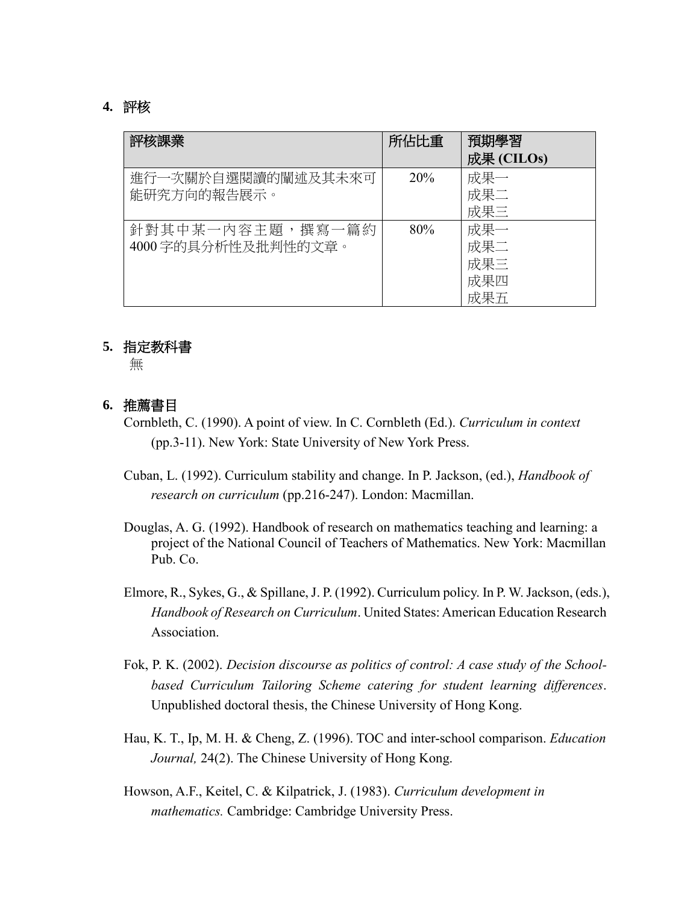## 4. 評核

| 評核課業 | 所佔比重 | 預期學習成果 (CILOs) |
| --- | --- | --- |
| 進行一次關於自選閱讀的闡述及其未來可能研究方向的報告展示。 | 20% | 成果一<br>成果二<br>成果三 |
| 針對其中某一內容主題，撰寫一篇約 4000 字的具分析性及批判性的文章。 | 80% | 成果一<br>成果二<br>成果三<br>成果四<br>成果五 |

## 5. 指定教科書

無

## 6. 推薦書目

Cornbleth, C. (1990). A point of view. In C. Cornbleth (Ed.). *Curriculum in context* (pp.3-11). New York: State University of New York Press.

Cuban, L. (1992). Curriculum stability and change. In P. Jackson, (ed.), *Handbook of research on curriculum* (pp.216-247). London: Macmillan.

Douglas, A. G. (1992). Handbook of research on mathematics teaching and learning: a project of the National Council of Teachers of Mathematics. New York: Macmillan Pub. Co.

Elmore, R., Sykes, G., & Spillane, J. P. (1992). Curriculum policy. In P. W. Jackson, (eds.), *Handbook of Research on Curriculum*. United States: American Education Research Association.

Fok, P. K. (2002). *Decision discourse as politics of control: A case study of the School-based Curriculum Tailoring Scheme catering for student learning differences*. Unpublished doctoral thesis, the Chinese University of Hong Kong.

Hau, K. T., Ip, M. H. & Cheng, Z. (1996). TOC and inter-school comparison. *Education Journal,* 24(2). The Chinese University of Hong Kong.

Howson, A.F., Keitel, C. & Kilpatrick, J. (1983). *Curriculum development in mathematics.* Cambridge: Cambridge University Press.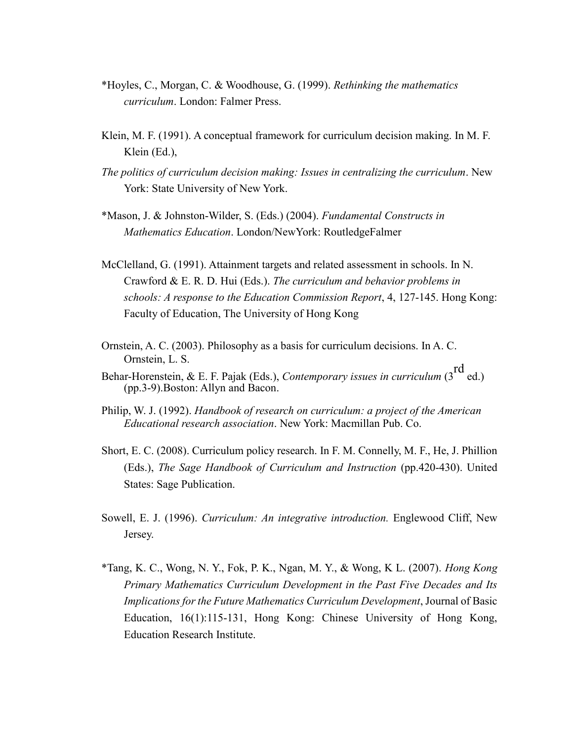*Hoyles, C., Morgan, C. & Woodhouse, G. (1999). *Rethinking the mathematics curriculum*. London: Falmer Press.

Klein, M. F. (1991). A conceptual framework for curriculum decision making. In M. F. Klein (Ed.),

*The politics of curriculum decision making: Issues in centralizing the curriculum*. New York: State University of New York.

*Mason, J. & Johnston-Wilder, S. (Eds.) (2004). *Fundamental Constructs in Mathematics Education*. London/NewYork: RoutledgeFalmer

McClelland, G. (1991). Attainment targets and related assessment in schools. In N. Crawford & E. R. D. Hui (Eds.). *The curriculum and behavior problems in schools: A response to the Education Commission Report*, 4, 127-145. Hong Kong: Faculty of Education, The University of Hong Kong

Ornstein, A. C. (2003). Philosophy as a basis for curriculum decisions. In A. C. Ornstein, L. S.

Behar-Horenstein, & E. F. Pajak (Eds.), *Contemporary issues in curriculum* (3rd ed.) (pp.3-9).Boston: Allyn and Bacon.

Philip, W. J. (1992). *Handbook of research on curriculum: a project of the American Educational research association*. New York: Macmillan Pub. Co.

Short, E. C. (2008). Curriculum policy research. In F. M. Connelly, M. F., He, J. Phillion (Eds.), *The Sage Handbook of Curriculum and Instruction* (pp.420-430). United States: Sage Publication.

Sowell, E. J. (1996). *Curriculum: An integrative introduction.* Englewood Cliff, New Jersey.

*Tang, K. C., Wong, N. Y., Fok, P. K., Ngan, M. Y., & Wong, K L. (2007). *Hong Kong Primary Mathematics Curriculum Development in the Past Five Decades and Its Implications for the Future Mathematics Curriculum Development*, Journal of Basic Education, 16(1):115-131, Hong Kong: Chinese University of Hong Kong, Education Research Institute.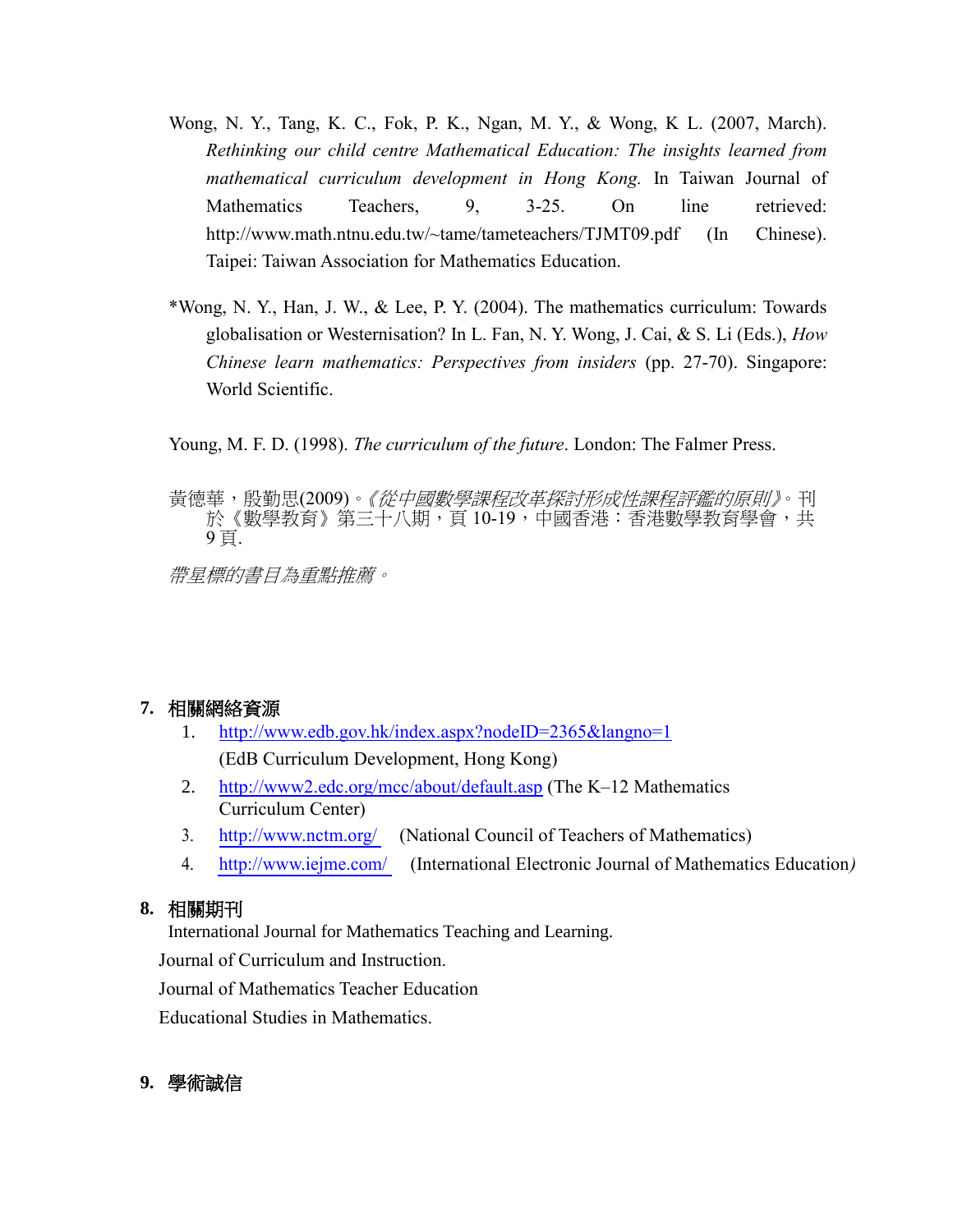Wong, N. Y., Tang, K. C., Fok, P. K., Ngan, M. Y., & Wong, K L. (2007, March). *Rethinking our child centre Mathematical Education: The insights learned from mathematical curriculum development in Hong Kong.* In Taiwan Journal of Mathematics Teachers, 9, 3-25. On line retrieved: http://www.math.ntnu.edu.tw/~tame/tameteachers/TJMT09.pdf (In Chinese). Taipei: Taiwan Association for Mathematics Education.

*Wong, N. Y., Han, J. W., & Lee, P. Y. (2004). The mathematics curriculum: Towards globalisation or Westernisation? In L. Fan, N. Y. Wong, J. Cai, & S. Li (Eds.), *How Chinese learn mathematics: Perspectives from insiders* (pp. 27-70). Singapore: World Scientific.

Young, M. F. D. (1998). *The curriculum of the future*. London: The Falmer Press.

黃德華，殷勤思(2009)。*《從中國數學課程改革探討形成性課程評鑑的原則》*。刊於《數學教育》第三十八期，頁 10-19，中國香港：香港數學教育學會，共 9 頁.

*帶星標的書目為重點推薦。*

## 7. 相關網絡資源

1. http://www.edb.gov.hk/index.aspx?nodeID=2365&langno=1
   (EdB Curriculum Development, Hong Kong)
2. http://www2.edc.org/mcc/about/default.asp (The K–12 Mathematics Curriculum Center)
3. http://www.nctm.org/ (National Council of Teachers of Mathematics)
4. http://www.iejme.com/ (International Electronic Journal of Mathematics Education)

## 8. 相關期刊

International Journal for Mathematics Teaching and Learning.

Journal of Curriculum and Instruction.

Journal of Mathematics Teacher Education

Educational Studies in Mathematics.

## 9. 學術誠信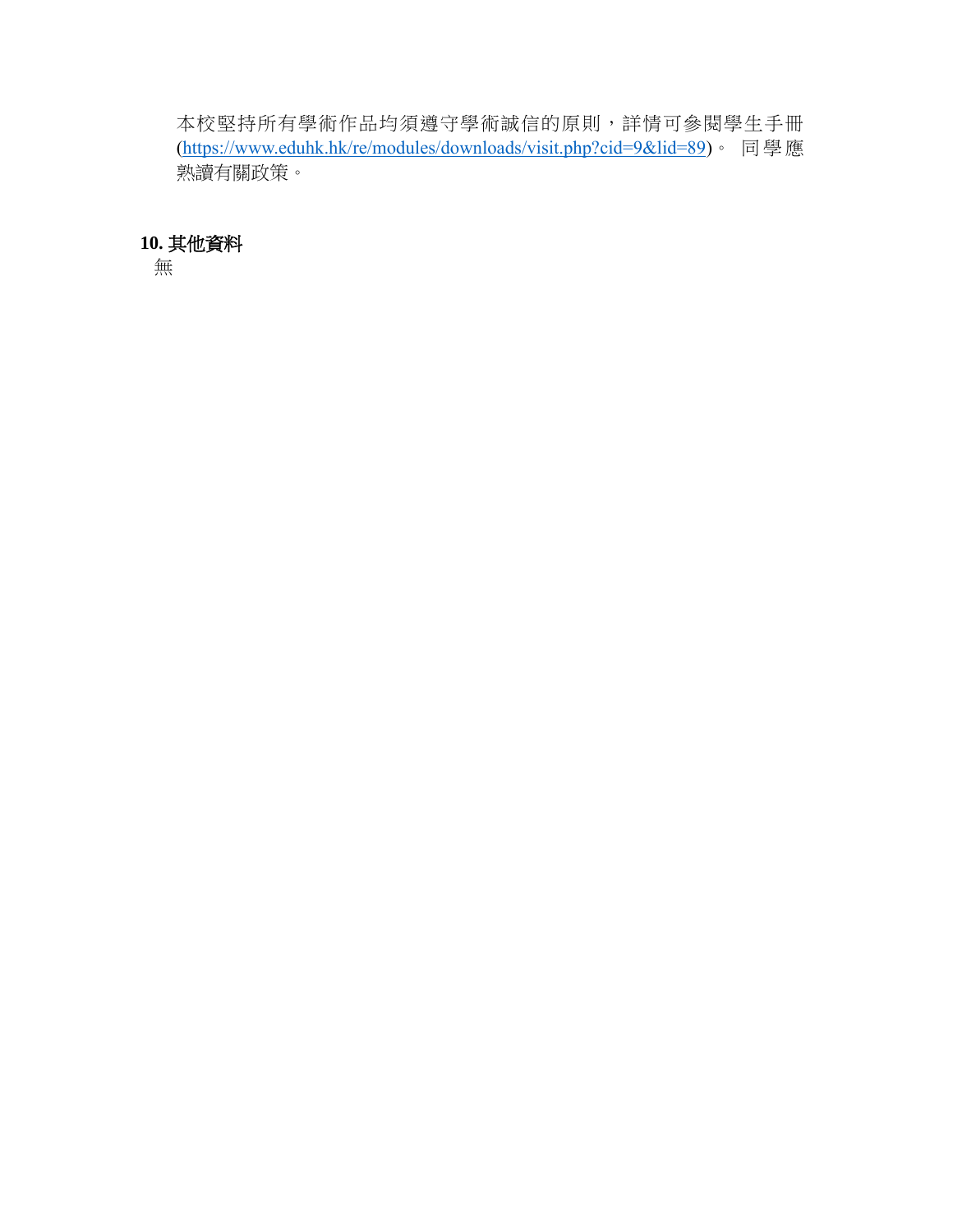本校堅持所有學術作品均須遵守學術誠信的原則，詳情可參閱學生手冊(https://www.eduhk.hk/re/modules/downloads/visit.php?cid=9&lid=89)。 同學應熟讀有關政策。

## 10. 其他資料

無